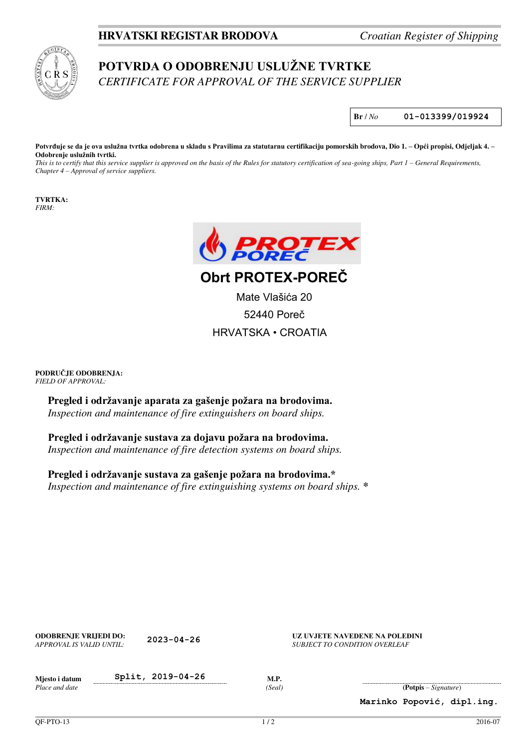**HRVATSKI REGISTAR BRODOVA** *Croatian Register of Shipping*

# POTVRDA O ODOBRENJU USLUŽNE TVRTKE
## *CERTIFICATE FOR APPROVAL OF THE SERVICE SUPPLIER*

**Br** / *No* 01-013399/019924

**Potvrđuje se da je ova uslužna tvrtka odobrena u skladu s Pravilima za statutarnu certifikaciju pomorskih brodova, Dio 1. – Opći propisi, Odjeljak 4. – Odobrenje uslužnih tvrtki.**
*This is to certify that this service supplier is approved on the basis of the Rules for statutory certification of sea-going ships, Part 1 – General Requirements, Chapter 4 – Approval of service suppliers.*

**TVRTKA:**
*FIRM:*

PROTEX POREČ

**Obrt PROTEX-POREČ**

Mate Vlašića 20
52440 Poreč
HRVATSKA • CROATIA

**PODRUČJE ODOBRENJA:**
*FIELD OF APPROVAL:*

**Pregled i održavanje aparata za gašenje požara na brodovima.**
*Inspection and maintenance of fire extinguishers on board ships.*

**Pregled i održavanje sustava za dojavu požara na brodovima.**
*Inspection and maintenance of fire detection systems on board ships.*

**Pregled i održavanje sustava za gašenje požara na brodovima.***
*Inspection and maintenance of fire extinguishing systems on board ships. **

**ODOBRENJE VRIJEDI DO:** 2023-04-26
*APPROVAL IS VALID UNTIL:*

**UZ UVJETE NAVEDENE NA POLEDINI**
*SUBJECT TO CONDITION OVERLEAF*

**Mjesto i datum** Split, 2019-04-26
*Place and date*

**M.P.**
*(Seal)*

(**Potpis** – *Signature*)

Marinko Popović, dipl.ing.

QF-PTO-13 2016-07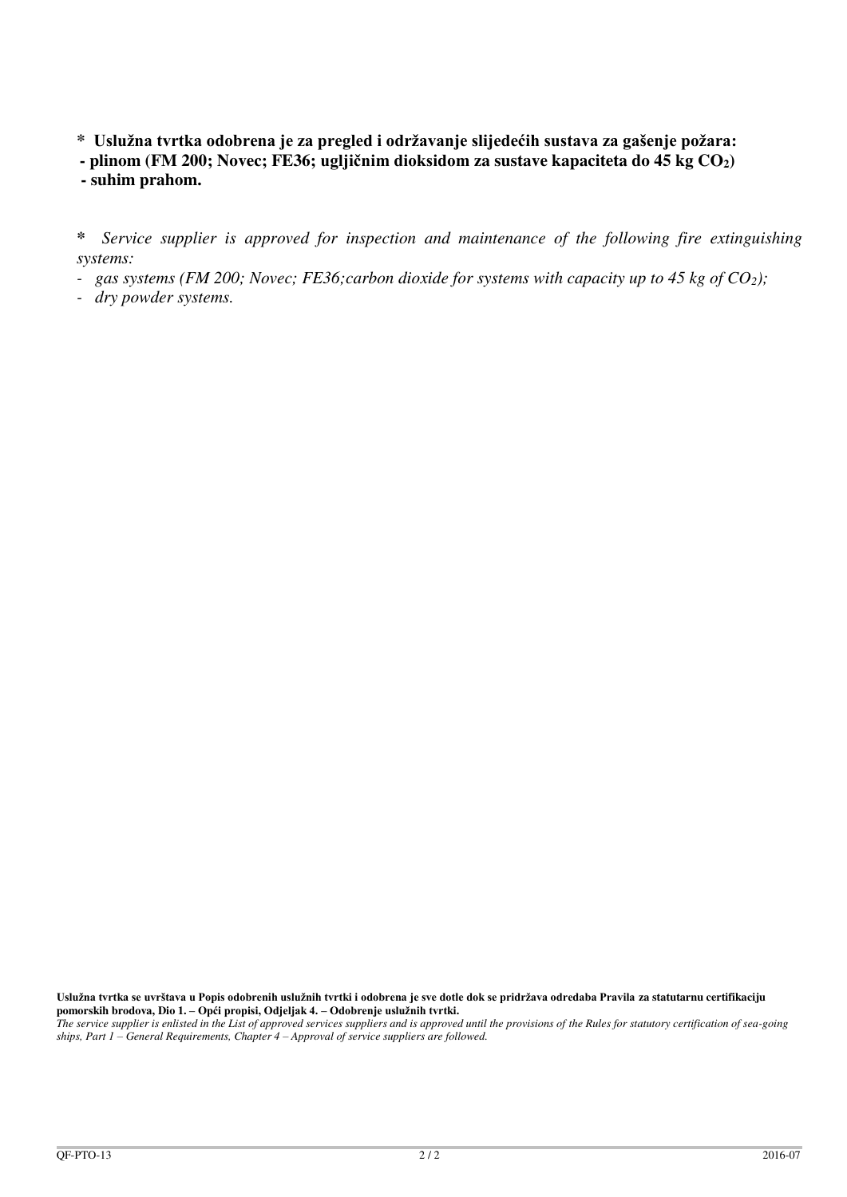**\* Uslužna tvrtka odobrena je za pregled i održavanje slijedećih sustava za gašenje požara:**
**- plinom (FM 200; Novec; FE36; ugljičnim dioksidom za sustave kapaciteta do 45 kg $CO_2$)**
**- suhim prahom.**

\* *Service supplier is approved for inspection and maintenance of the following fire extinguishing systems:*

- *gas systems (FM 200; Novec; FE36;carbon dioxide for systems with capacity up to 45 kg of $CO_2$);*
- *dry powder systems.*

**Uslužna tvrtka se uvrštava u Popis odobrenih uslužnih tvrtki i odobrena je sve dotle dok se pridržava odredaba Pravila za statutarnu certifikaciju pomorskih brodova, Dio 1. – Opći propisi, Odjeljak 4. – Odobrenje uslužnih tvrtki.**

*The service supplier is enlisted in the List of approved services suppliers and is approved until the provisions of the Rules for statutory certification of sea-going ships, Part 1 – General Requirements, Chapter 4 – Approval of service suppliers are followed.*

QF-PTO-13 2016-07